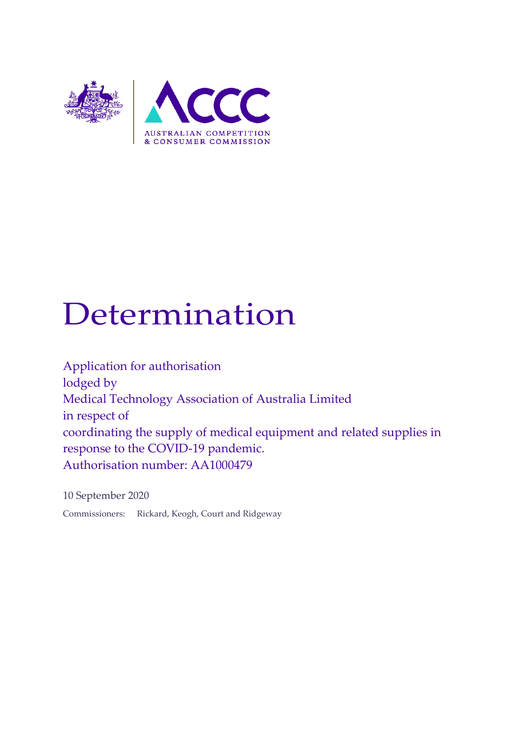# Determination

Application for authorisation
lodged by
Medical Technology Association of Australia Limited
in respect of
coordinating the supply of medical equipment and related supplies in response to the COVID-19 pandemic.
Authorisation number: AA1000479

10 September 2020

Commissioners: Rickard, Keogh, Court and Ridgeway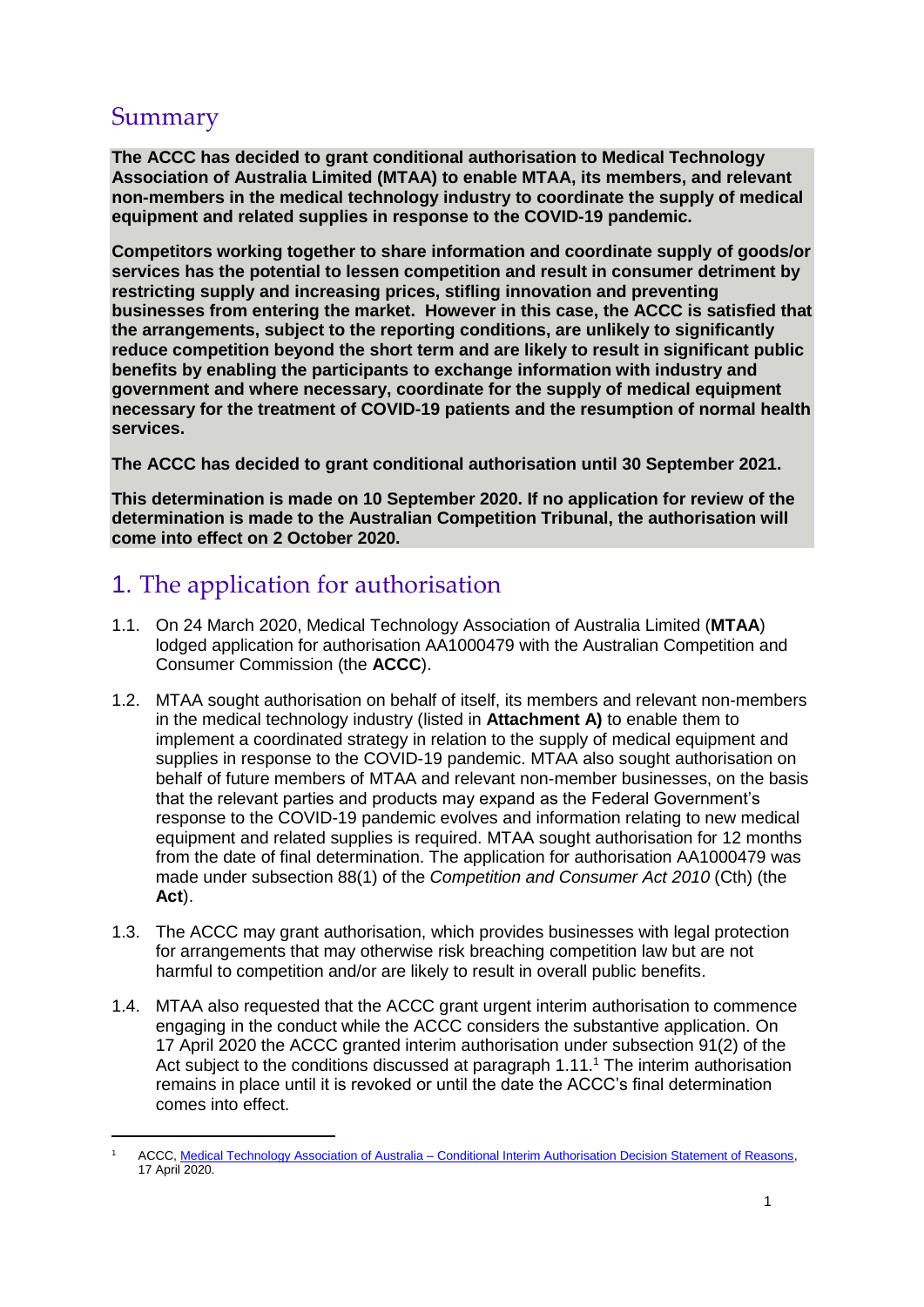## Summary

**The ACCC has decided to grant conditional authorisation to Medical Technology Association of Australia Limited (MTAA) to enable MTAA, its members, and relevant non-members in the medical technology industry to coordinate the supply of medical equipment and related supplies in response to the COVID-19 pandemic.**

**Competitors working together to share information and coordinate supply of goods/or services has the potential to lessen competition and result in consumer detriment by restricting supply and increasing prices, stifling innovation and preventing businesses from entering the market. However in this case, the ACCC is satisfied that the arrangements, subject to the reporting conditions, are unlikely to significantly reduce competition beyond the short term and are likely to result in significant public benefits by enabling the participants to exchange information with industry and government and where necessary, coordinate for the supply of medical equipment necessary for the treatment of COVID-19 patients and the resumption of normal health services.**

**The ACCC has decided to grant conditional authorisation until 30 September 2021.**

**This determination is made on 10 September 2020. If no application for review of the determination is made to the Australian Competition Tribunal, the authorisation will come into effect on 2 October 2020.**

## 1. The application for authorisation

1.1. On 24 March 2020, Medical Technology Association of Australia Limited (**MTAA**) lodged application for authorisation AA1000479 with the Australian Competition and Consumer Commission (the **ACCC**).

1.2. MTAA sought authorisation on behalf of itself, its members and relevant non-members in the medical technology industry (listed in **Attachment A)** to enable them to implement a coordinated strategy in relation to the supply of medical equipment and supplies in response to the COVID-19 pandemic. MTAA also sought authorisation on behalf of future members of MTAA and relevant non-member businesses, on the basis that the relevant parties and products may expand as the Federal Government's response to the COVID-19 pandemic evolves and information relating to new medical equipment and related supplies is required. MTAA sought authorisation for 12 months from the date of final determination. The application for authorisation AA1000479 was made under subsection 88(1) of the *Competition and Consumer Act 2010* (Cth) (the **Act**).

1.3. The ACCC may grant authorisation, which provides businesses with legal protection for arrangements that may otherwise risk breaching competition law but are not harmful to competition and/or are likely to result in overall public benefits.

1.4. MTAA also requested that the ACCC grant urgent interim authorisation to commence engaging in the conduct while the ACCC considers the substantive application. On 17 April 2020 the ACCC granted interim authorisation under subsection 91(2) of the Act subject to the conditions discussed at paragraph 1.11.[1] The interim authorisation remains in place until it is revoked or until the date the ACCC's final determination comes into effect.

[1] ACCC, Medical Technology Association of Australia – Conditional Interim Authorisation Decision Statement of Reasons, 17 April 2020.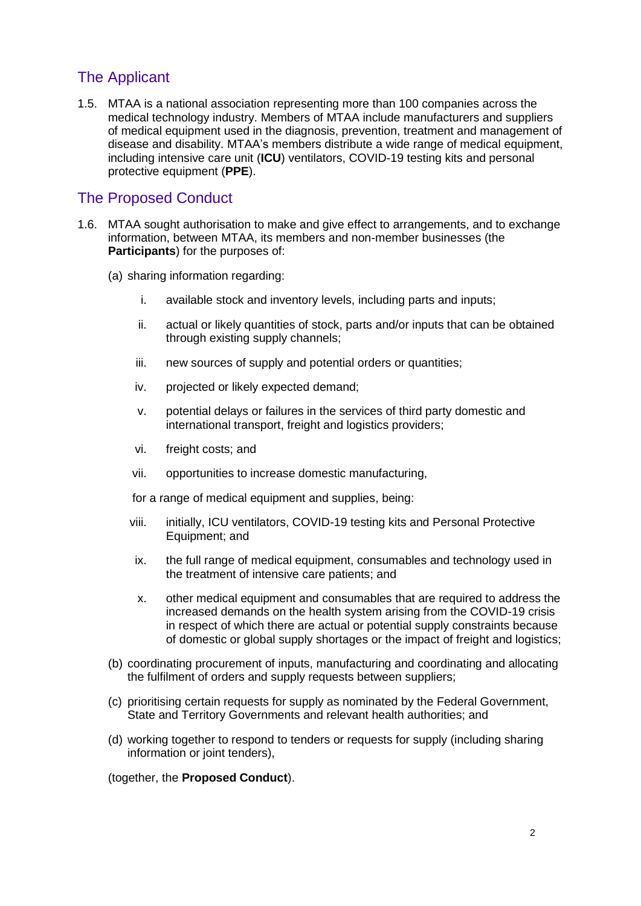## The Applicant

1.5. MTAA is a national association representing more than 100 companies across the medical technology industry. Members of MTAA include manufacturers and suppliers of medical equipment used in the diagnosis, prevention, treatment and management of disease and disability. MTAA's members distribute a wide range of medical equipment, including intensive care unit (**ICU**) ventilators, COVID-19 testing kits and personal protective equipment (**PPE**).

## The Proposed Conduct

1.6. MTAA sought authorisation to make and give effect to arrangements, and to exchange information, between MTAA, its members and non-member businesses (the **Participants**) for the purposes of:

(a) sharing information regarding:

i. available stock and inventory levels, including parts and inputs;

ii. actual or likely quantities of stock, parts and/or inputs that can be obtained through existing supply channels;

iii. new sources of supply and potential orders or quantities;

iv. projected or likely expected demand;

v. potential delays or failures in the services of third party domestic and international transport, freight and logistics providers;

vi. freight costs; and

vii. opportunities to increase domestic manufacturing,

for a range of medical equipment and supplies, being:

viii. initially, ICU ventilators, COVID-19 testing kits and Personal Protective Equipment; and

ix. the full range of medical equipment, consumables and technology used in the treatment of intensive care patients; and

x. other medical equipment and consumables that are required to address the increased demands on the health system arising from the COVID-19 crisis in respect of which there are actual or potential supply constraints because of domestic or global supply shortages or the impact of freight and logistics;

(b) coordinating procurement of inputs, manufacturing and coordinating and allocating the fulfilment of orders and supply requests between suppliers;

(c) prioritising certain requests for supply as nominated by the Federal Government, State and Territory Governments and relevant health authorities; and

(d) working together to respond to tenders or requests for supply (including sharing information or joint tenders),

(together, the **Proposed Conduct**).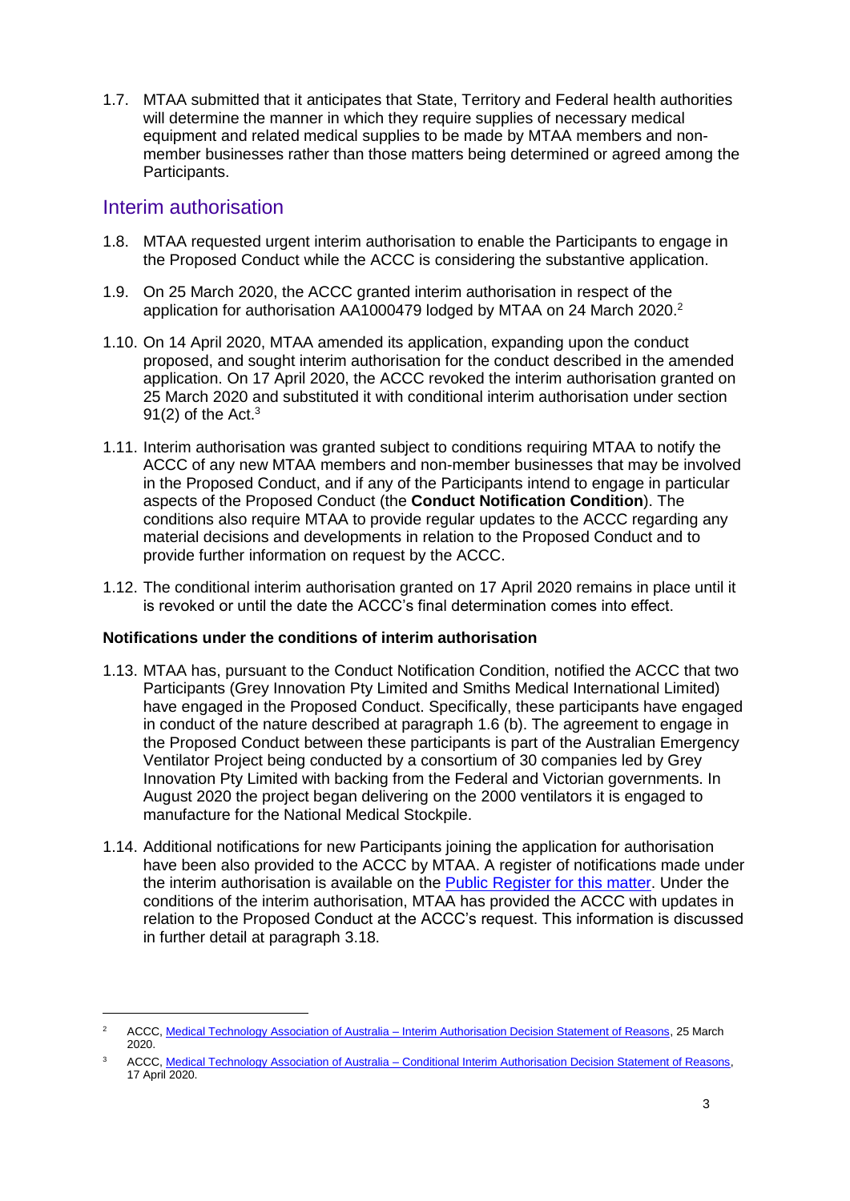1.7. MTAA submitted that it anticipates that State, Territory and Federal health authorities will determine the manner in which they require supplies of necessary medical equipment and related medical supplies to be made by MTAA members and non-member businesses rather than those matters being determined or agreed among the Participants.

## Interim authorisation

1.8. MTAA requested urgent interim authorisation to enable the Participants to engage in the Proposed Conduct while the ACCC is considering the substantive application.

1.9. On 25 March 2020, the ACCC granted interim authorisation in respect of the application for authorisation AA1000479 lodged by MTAA on 24 March 2020.[2]

1.10. On 14 April 2020, MTAA amended its application, expanding upon the conduct proposed, and sought interim authorisation for the conduct described in the amended application. On 17 April 2020, the ACCC revoked the interim authorisation granted on 25 March 2020 and substituted it with conditional interim authorisation under section 91(2) of the Act.[3]

1.11. Interim authorisation was granted subject to conditions requiring MTAA to notify the ACCC of any new MTAA members and non-member businesses that may be involved in the Proposed Conduct, and if any of the Participants intend to engage in particular aspects of the Proposed Conduct (the **Conduct Notification Condition**). The conditions also require MTAA to provide regular updates to the ACCC regarding any material decisions and developments in relation to the Proposed Conduct and to provide further information on request by the ACCC.

1.12. The conditional interim authorisation granted on 17 April 2020 remains in place until it is revoked or until the date the ACCC's final determination comes into effect.

### Notifications under the conditions of interim authorisation

1.13. MTAA has, pursuant to the Conduct Notification Condition, notified the ACCC that two Participants (Grey Innovation Pty Limited and Smiths Medical International Limited) have engaged in the Proposed Conduct. Specifically, these participants have engaged in conduct of the nature described at paragraph 1.6 (b). The agreement to engage in the Proposed Conduct between these participants is part of the Australian Emergency Ventilator Project being conducted by a consortium of 30 companies led by Grey Innovation Pty Limited with backing from the Federal and Victorian governments. In August 2020 the project began delivering on the 2000 ventilators it is engaged to manufacture for the National Medical Stockpile.

1.14. Additional notifications for new Participants joining the application for authorisation have been also provided to the ACCC by MTAA. A register of notifications made under the interim authorisation is available on the Public Register for this matter. Under the conditions of the interim authorisation, MTAA has provided the ACCC with updates in relation to the Proposed Conduct at the ACCC's request. This information is discussed in further detail at paragraph 3.18.

---

[2] ACCC, Medical Technology Association of Australia – Interim Authorisation Decision Statement of Reasons, 25 March 2020.

[3] ACCC, Medical Technology Association of Australia – Conditional Interim Authorisation Decision Statement of Reasons, 17 April 2020.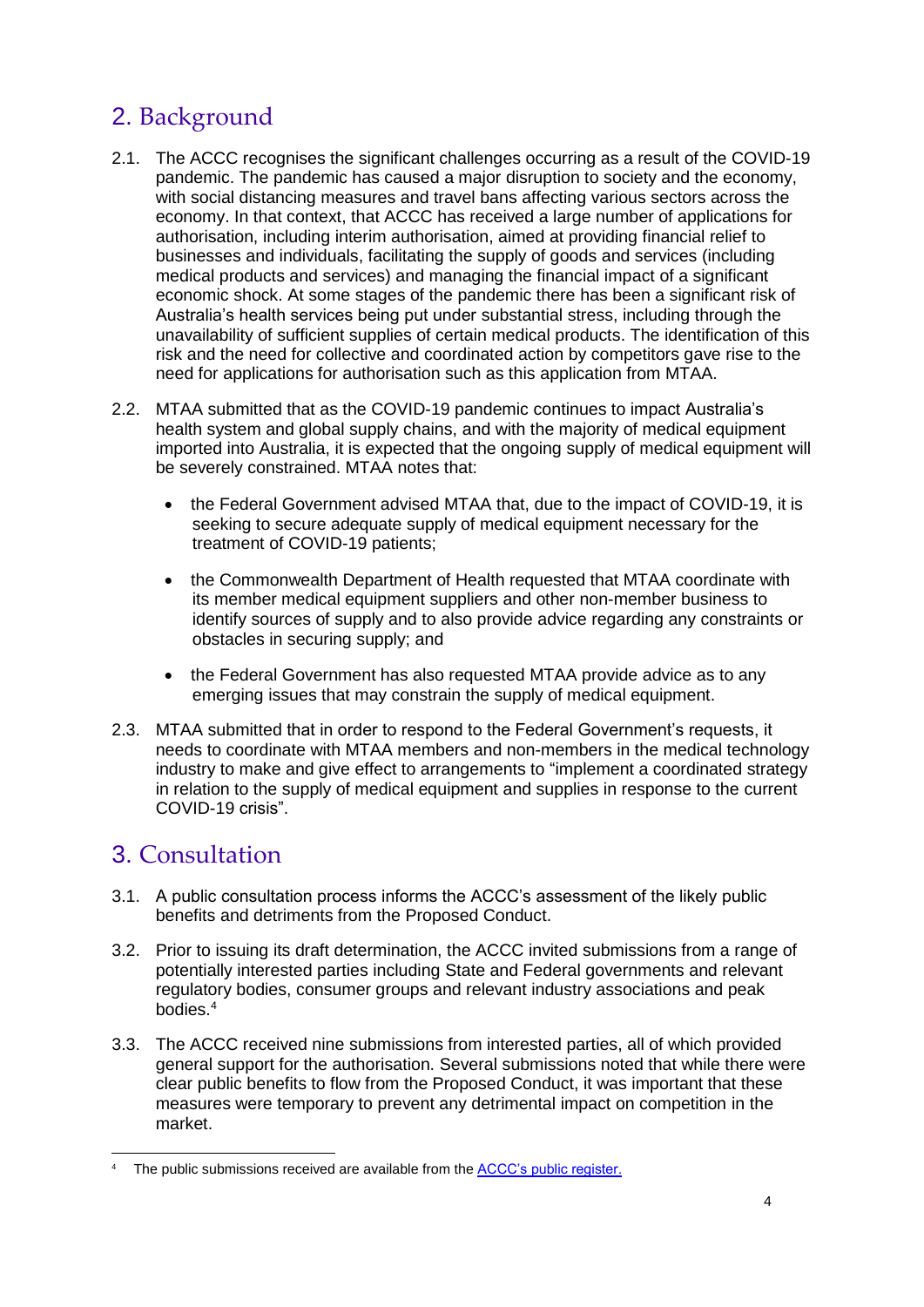## 2. Background

2.1. The ACCC recognises the significant challenges occurring as a result of the COVID-19 pandemic. The pandemic has caused a major disruption to society and the economy, with social distancing measures and travel bans affecting various sectors across the economy. In that context, that ACCC has received a large number of applications for authorisation, including interim authorisation, aimed at providing financial relief to businesses and individuals, facilitating the supply of goods and services (including medical products and services) and managing the financial impact of a significant economic shock. At some stages of the pandemic there has been a significant risk of Australia's health services being put under substantial stress, including through the unavailability of sufficient supplies of certain medical products. The identification of this risk and the need for collective and coordinated action by competitors gave rise to the need for applications for authorisation such as this application from MTAA.

2.2. MTAA submitted that as the COVID-19 pandemic continues to impact Australia's health system and global supply chains, and with the majority of medical equipment imported into Australia, it is expected that the ongoing supply of medical equipment will be severely constrained. MTAA notes that:

- the Federal Government advised MTAA that, due to the impact of COVID-19, it is seeking to secure adequate supply of medical equipment necessary for the treatment of COVID-19 patients;
- the Commonwealth Department of Health requested that MTAA coordinate with its member medical equipment suppliers and other non-member business to identify sources of supply and to also provide advice regarding any constraints or obstacles in securing supply; and
- the Federal Government has also requested MTAA provide advice as to any emerging issues that may constrain the supply of medical equipment.

2.3. MTAA submitted that in order to respond to the Federal Government's requests, it needs to coordinate with MTAA members and non-members in the medical technology industry to make and give effect to arrangements to "implement a coordinated strategy in relation to the supply of medical equipment and supplies in response to the current COVID-19 crisis".

## 3. Consultation

3.1. A public consultation process informs the ACCC's assessment of the likely public benefits and detriments from the Proposed Conduct.

3.2. Prior to issuing its draft determination, the ACCC invited submissions from a range of potentially interested parties including State and Federal governments and relevant regulatory bodies, consumer groups and relevant industry associations and peak bodies.[4]

3.3. The ACCC received nine submissions from interested parties, all of which provided general support for the authorisation. Several submissions noted that while there were clear public benefits to flow from the Proposed Conduct, it was important that these measures were temporary to prevent any detrimental impact on competition in the market.

[4] The public submissions received are available from the ACCC's public register.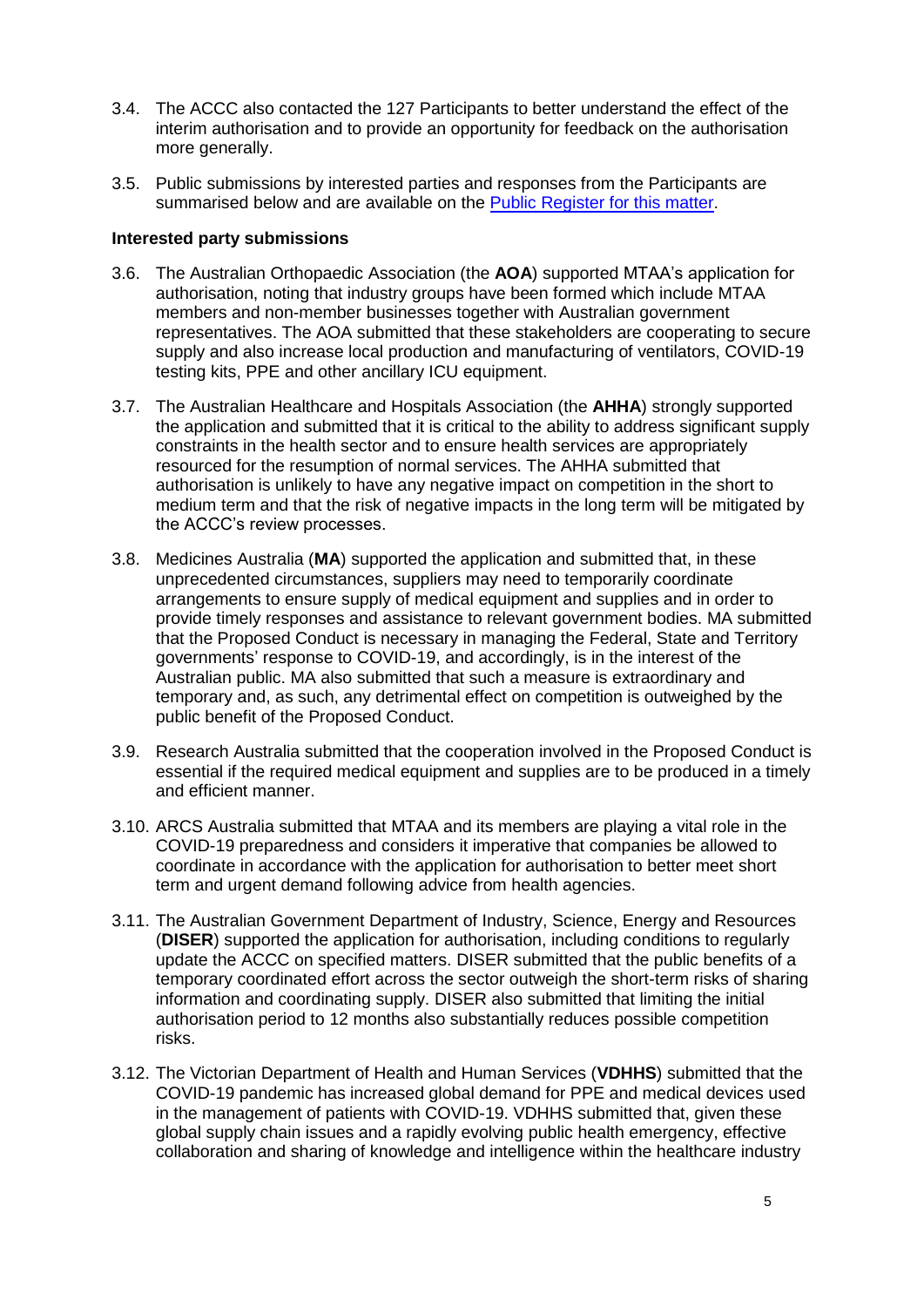3.4. The ACCC also contacted the 127 Participants to better understand the effect of the interim authorisation and to provide an opportunity for feedback on the authorisation more generally.

3.5. Public submissions by interested parties and responses from the Participants are summarised below and are available on the [Public Register for this matter](#).

**Interested party submissions**

3.6. The Australian Orthopaedic Association (the **AOA**) supported MTAA's application for authorisation, noting that industry groups have been formed which include MTAA members and non-member businesses together with Australian government representatives. The AOA submitted that these stakeholders are cooperating to secure supply and also increase local production and manufacturing of ventilators, COVID-19 testing kits, PPE and other ancillary ICU equipment.

3.7. The Australian Healthcare and Hospitals Association (the **AHHA**) strongly supported the application and submitted that it is critical to the ability to address significant supply constraints in the health sector and to ensure health services are appropriately resourced for the resumption of normal services. The AHHA submitted that authorisation is unlikely to have any negative impact on competition in the short to medium term and that the risk of negative impacts in the long term will be mitigated by the ACCC's review processes.

3.8. Medicines Australia (**MA**) supported the application and submitted that, in these unprecedented circumstances, suppliers may need to temporarily coordinate arrangements to ensure supply of medical equipment and supplies and in order to provide timely responses and assistance to relevant government bodies. MA submitted that the Proposed Conduct is necessary in managing the Federal, State and Territory governments' response to COVID-19, and accordingly, is in the interest of the Australian public. MA also submitted that such a measure is extraordinary and temporary and, as such, any detrimental effect on competition is outweighed by the public benefit of the Proposed Conduct.

3.9. Research Australia submitted that the cooperation involved in the Proposed Conduct is essential if the required medical equipment and supplies are to be produced in a timely and efficient manner.

3.10. ARCS Australia submitted that MTAA and its members are playing a vital role in the COVID-19 preparedness and considers it imperative that companies be allowed to coordinate in accordance with the application for authorisation to better meet short term and urgent demand following advice from health agencies.

3.11. The Australian Government Department of Industry, Science, Energy and Resources (**DISER**) supported the application for authorisation, including conditions to regularly update the ACCC on specified matters. DISER submitted that the public benefits of a temporary coordinated effort across the sector outweigh the short-term risks of sharing information and coordinating supply. DISER also submitted that limiting the initial authorisation period to 12 months also substantially reduces possible competition risks.

3.12. The Victorian Department of Health and Human Services (**VDHHS**) submitted that the COVID-19 pandemic has increased global demand for PPE and medical devices used in the management of patients with COVID-19. VDHHS submitted that, given these global supply chain issues and a rapidly evolving public health emergency, effective collaboration and sharing of knowledge and intelligence within the healthcare industry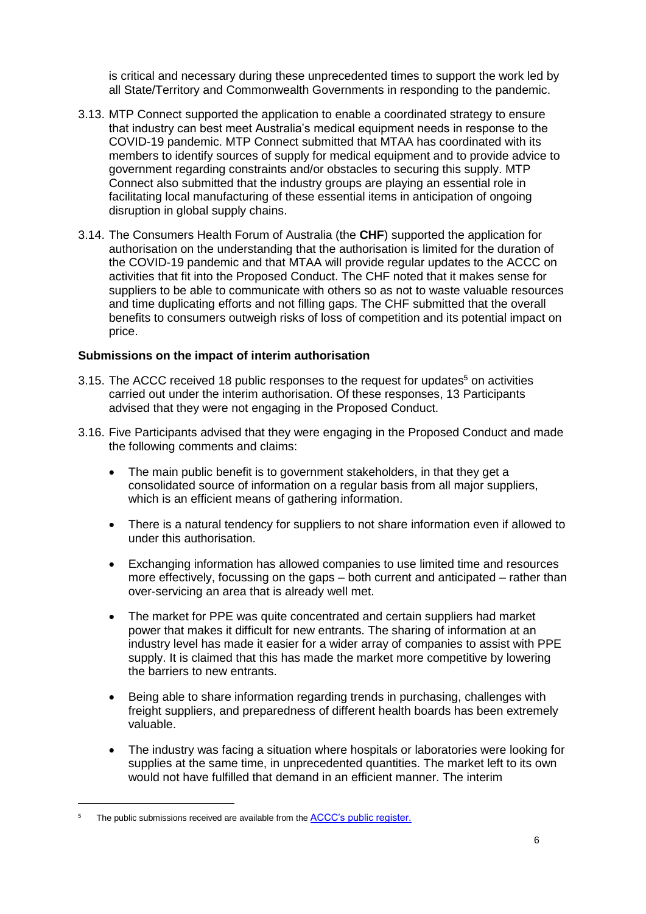is critical and necessary during these unprecedented times to support the work led by all State/Territory and Commonwealth Governments in responding to the pandemic.

3.13. MTP Connect supported the application to enable a coordinated strategy to ensure that industry can best meet Australia's medical equipment needs in response to the COVID-19 pandemic. MTP Connect submitted that MTAA has coordinated with its members to identify sources of supply for medical equipment and to provide advice to government regarding constraints and/or obstacles to securing this supply. MTP Connect also submitted that the industry groups are playing an essential role in facilitating local manufacturing of these essential items in anticipation of ongoing disruption in global supply chains.

3.14. The Consumers Health Forum of Australia (the **CHF**) supported the application for authorisation on the understanding that the authorisation is limited for the duration of the COVID-19 pandemic and that MTAA will provide regular updates to the ACCC on activities that fit into the Proposed Conduct. The CHF noted that it makes sense for suppliers to be able to communicate with others so as not to waste valuable resources and time duplicating efforts and not filling gaps. The CHF submitted that the overall benefits to consumers outweigh risks of loss of competition and its potential impact on price.

### Submissions on the impact of interim authorisation

3.15. The ACCC received 18 public responses to the request for updates[5] on activities carried out under the interim authorisation. Of these responses, 13 Participants advised that they were not engaging in the Proposed Conduct.

3.16. Five Participants advised that they were engaging in the Proposed Conduct and made the following comments and claims:

- The main public benefit is to government stakeholders, in that they get a consolidated source of information on a regular basis from all major suppliers, which is an efficient means of gathering information.
- There is a natural tendency for suppliers to not share information even if allowed to under this authorisation.
- Exchanging information has allowed companies to use limited time and resources more effectively, focussing on the gaps – both current and anticipated – rather than over-servicing an area that is already well met.
- The market for PPE was quite concentrated and certain suppliers had market power that makes it difficult for new entrants. The sharing of information at an industry level has made it easier for a wider array of companies to assist with PPE supply. It is claimed that this has made the market more competitive by lowering the barriers to new entrants.
- Being able to share information regarding trends in purchasing, challenges with freight suppliers, and preparedness of different health boards has been extremely valuable.
- The industry was facing a situation where hospitals or laboratories were looking for supplies at the same time, in unprecedented quantities. The market left to its own would not have fulfilled that demand in an efficient manner. The interim

[5] The public submissions received are available from the ACCC's public register.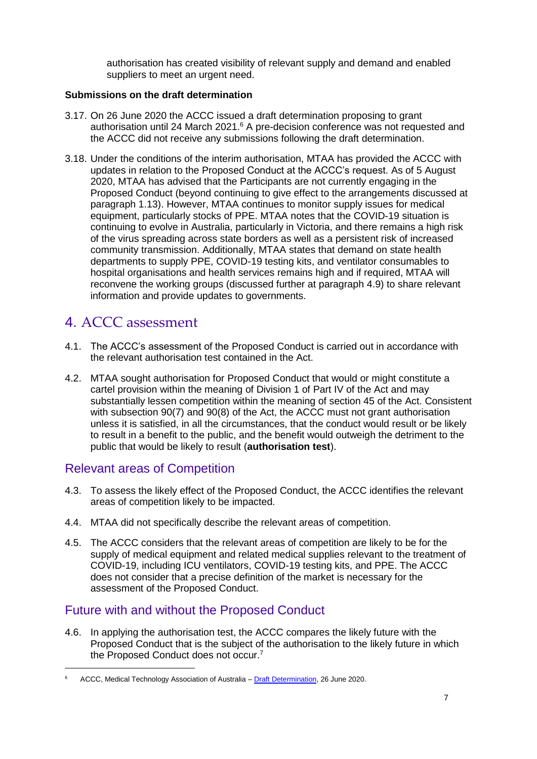authorisation has created visibility of relevant supply and demand and enabled suppliers to meet an urgent need.

**Submissions on the draft determination**

3.17. On 26 June 2020 the ACCC issued a draft determination proposing to grant authorisation until 24 March 2021.[6] A pre-decision conference was not requested and the ACCC did not receive any submissions following the draft determination.

3.18. Under the conditions of the interim authorisation, MTAA has provided the ACCC with updates in relation to the Proposed Conduct at the ACCC's request. As of 5 August 2020, MTAA has advised that the Participants are not currently engaging in the Proposed Conduct (beyond continuing to give effect to the arrangements discussed at paragraph 1.13). However, MTAA continues to monitor supply issues for medical equipment, particularly stocks of PPE. MTAA notes that the COVID-19 situation is continuing to evolve in Australia, particularly in Victoria, and there remains a high risk of the virus spreading across state borders as well as a persistent risk of increased community transmission. Additionally, MTAA states that demand on state health departments to supply PPE, COVID-19 testing kits, and ventilator consumables to hospital organisations and health services remains high and if required, MTAA will reconvene the working groups (discussed further at paragraph 4.9) to share relevant information and provide updates to governments.

# 4. ACCC assessment

4.1. The ACCC's assessment of the Proposed Conduct is carried out in accordance with the relevant authorisation test contained in the Act.

4.2. MTAA sought authorisation for Proposed Conduct that would or might constitute a cartel provision within the meaning of Division 1 of Part IV of the Act and may substantially lessen competition within the meaning of section 45 of the Act. Consistent with subsection 90(7) and 90(8) of the Act, the ACCC must not grant authorisation unless it is satisfied, in all the circumstances, that the conduct would result or be likely to result in a benefit to the public, and the benefit would outweigh the detriment to the public that would be likely to result (**authorisation test**).

## Relevant areas of Competition

4.3. To assess the likely effect of the Proposed Conduct, the ACCC identifies the relevant areas of competition likely to be impacted.

4.4. MTAA did not specifically describe the relevant areas of competition.

4.5. The ACCC considers that the relevant areas of competition are likely to be for the supply of medical equipment and related medical supplies relevant to the treatment of COVID-19, including ICU ventilators, COVID-19 testing kits, and PPE. The ACCC does not consider that a precise definition of the market is necessary for the assessment of the Proposed Conduct.

## Future with and without the Proposed Conduct

4.6. In applying the authorisation test, the ACCC compares the likely future with the Proposed Conduct that is the subject of the authorisation to the likely future in which the Proposed Conduct does not occur.[7]

[6] ACCC, Medical Technology Association of Australia – Draft Determination, 26 June 2020.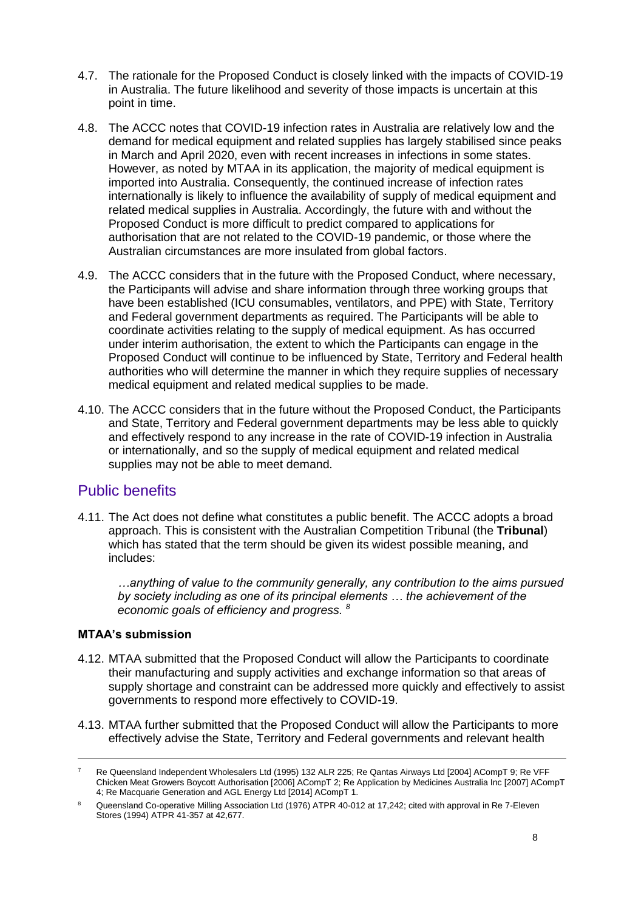4.7. The rationale for the Proposed Conduct is closely linked with the impacts of COVID-19 in Australia. The future likelihood and severity of those impacts is uncertain at this point in time.

4.8. The ACCC notes that COVID-19 infection rates in Australia are relatively low and the demand for medical equipment and related supplies has largely stabilised since peaks in March and April 2020, even with recent increases in infections in some states. However, as noted by MTAA in its application, the majority of medical equipment is imported into Australia. Consequently, the continued increase of infection rates internationally is likely to influence the availability of supply of medical equipment and related medical supplies in Australia. Accordingly, the future with and without the Proposed Conduct is more difficult to predict compared to applications for authorisation that are not related to the COVID-19 pandemic, or those where the Australian circumstances are more insulated from global factors.

4.9. The ACCC considers that in the future with the Proposed Conduct, where necessary, the Participants will advise and share information through three working groups that have been established (ICU consumables, ventilators, and PPE) with State, Territory and Federal government departments as required. The Participants will be able to coordinate activities relating to the supply of medical equipment. As has occurred under interim authorisation, the extent to which the Participants can engage in the Proposed Conduct will continue to be influenced by State, Territory and Federal health authorities who will determine the manner in which they require supplies of necessary medical equipment and related medical supplies to be made.

4.10. The ACCC considers that in the future without the Proposed Conduct, the Participants and State, Territory and Federal government departments may be less able to quickly and effectively respond to any increase in the rate of COVID-19 infection in Australia or internationally, and so the supply of medical equipment and related medical supplies may not be able to meet demand.

## Public benefits

4.11. The Act does not define what constitutes a public benefit. The ACCC adopts a broad approach. This is consistent with the Australian Competition Tribunal (the **Tribunal**) which has stated that the term should be given its widest possible meaning, and includes:

> *…anything of value to the community generally, any contribution to the aims pursued by society including as one of its principal elements … the achievement of the economic goals of efficiency and progress.* [8]

### MTAA's submission

4.12. MTAA submitted that the Proposed Conduct will allow the Participants to coordinate their manufacturing and supply activities and exchange information so that areas of supply shortage and constraint can be addressed more quickly and effectively to assist governments to respond more effectively to COVID-19.

4.13. MTAA further submitted that the Proposed Conduct will allow the Participants to more effectively advise the State, Territory and Federal governments and relevant health

---

[7] Re Queensland Independent Wholesalers Ltd (1995) 132 ALR 225; Re Qantas Airways Ltd [2004] ACompT 9; Re VFF Chicken Meat Growers Boycott Authorisation [2006] ACompT 2; Re Application by Medicines Australia Inc [2007] ACompT 4; Re Macquarie Generation and AGL Energy Ltd [2014] ACompT 1.

[8] Queensland Co-operative Milling Association Ltd (1976) ATPR 40-012 at 17,242; cited with approval in Re 7-Eleven Stores (1994) ATPR 41-357 at 42,677.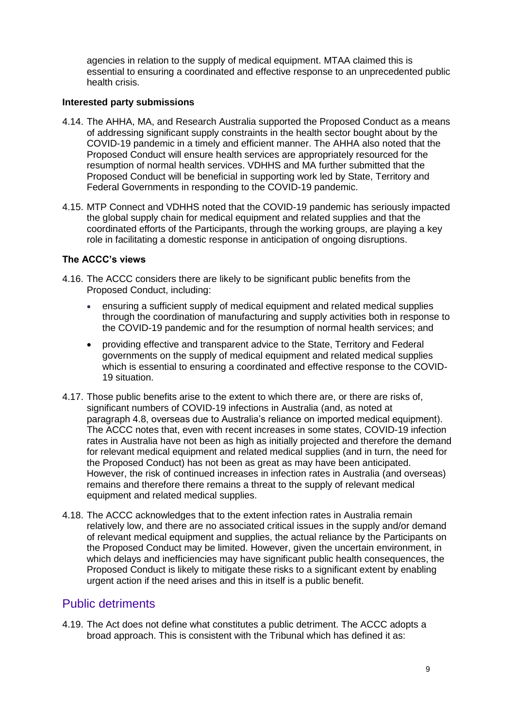agencies in relation to the supply of medical equipment. MTAA claimed this is essential to ensuring a coordinated and effective response to an unprecedented public health crisis.

**Interested party submissions**

4.14. The AHHA, MA, and Research Australia supported the Proposed Conduct as a means of addressing significant supply constraints in the health sector bought about by the COVID-19 pandemic in a timely and efficient manner. The AHHA also noted that the Proposed Conduct will ensure health services are appropriately resourced for the resumption of normal health services. VDHHS and MA further submitted that the Proposed Conduct will be beneficial in supporting work led by State, Territory and Federal Governments in responding to the COVID-19 pandemic.

4.15. MTP Connect and VDHHS noted that the COVID-19 pandemic has seriously impacted the global supply chain for medical equipment and related supplies and that the coordinated efforts of the Participants, through the working groups, are playing a key role in facilitating a domestic response in anticipation of ongoing disruptions.

**The ACCC's views**

4.16. The ACCC considers there are likely to be significant public benefits from the Proposed Conduct, including:

- ensuring a sufficient supply of medical equipment and related medical supplies through the coordination of manufacturing and supply activities both in response to the COVID-19 pandemic and for the resumption of normal health services; and
- providing effective and transparent advice to the State, Territory and Federal governments on the supply of medical equipment and related medical supplies which is essential to ensuring a coordinated and effective response to the COVID-19 situation.

4.17. Those public benefits arise to the extent to which there are, or there are risks of, significant numbers of COVID-19 infections in Australia (and, as noted at paragraph 4.8, overseas due to Australia's reliance on imported medical equipment). The ACCC notes that, even with recent increases in some states, COVID-19 infection rates in Australia have not been as high as initially projected and therefore the demand for relevant medical equipment and related medical supplies (and in turn, the need for the Proposed Conduct) has not been as great as may have been anticipated. However, the risk of continued increases in infection rates in Australia (and overseas) remains and therefore there remains a threat to the supply of relevant medical equipment and related medical supplies.

4.18. The ACCC acknowledges that to the extent infection rates in Australia remain relatively low, and there are no associated critical issues in the supply and/or demand of relevant medical equipment and supplies, the actual reliance by the Participants on the Proposed Conduct may be limited. However, given the uncertain environment, in which delays and inefficiencies may have significant public health consequences, the Proposed Conduct is likely to mitigate these risks to a significant extent by enabling urgent action if the need arises and this in itself is a public benefit.

## Public detriments

4.19. The Act does not define what constitutes a public detriment. The ACCC adopts a broad approach. This is consistent with the Tribunal which has defined it as: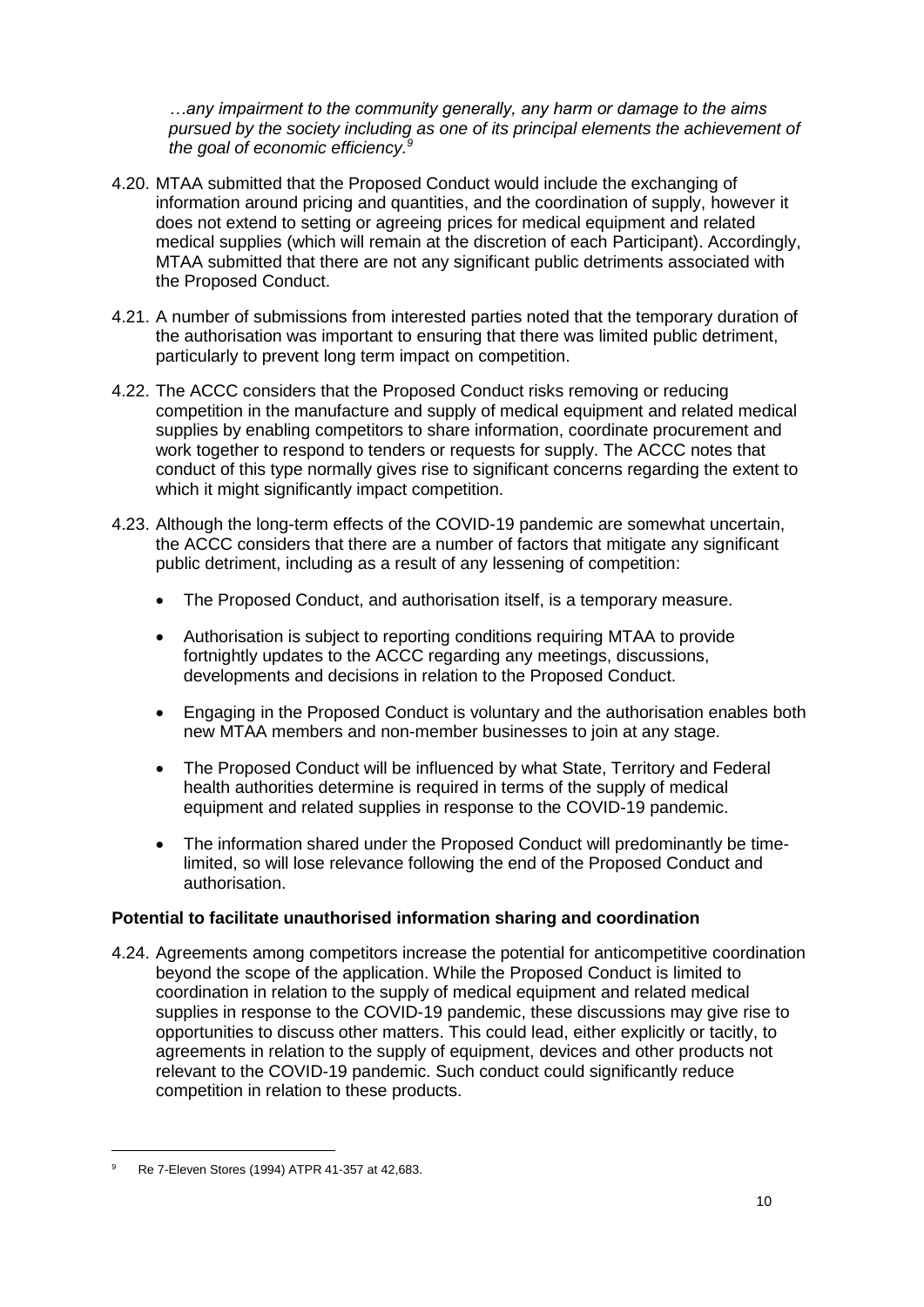*…any impairment to the community generally, any harm or damage to the aims pursued by the society including as one of its principal elements the achievement of the goal of economic efficiency.*[9]

4.20. MTAA submitted that the Proposed Conduct would include the exchanging of information around pricing and quantities, and the coordination of supply, however it does not extend to setting or agreeing prices for medical equipment and related medical supplies (which will remain at the discretion of each Participant). Accordingly, MTAA submitted that there are not any significant public detriments associated with the Proposed Conduct.

4.21. A number of submissions from interested parties noted that the temporary duration of the authorisation was important to ensuring that there was limited public detriment, particularly to prevent long term impact on competition.

4.22. The ACCC considers that the Proposed Conduct risks removing or reducing competition in the manufacture and supply of medical equipment and related medical supplies by enabling competitors to share information, coordinate procurement and work together to respond to tenders or requests for supply. The ACCC notes that conduct of this type normally gives rise to significant concerns regarding the extent to which it might significantly impact competition.

4.23. Although the long-term effects of the COVID-19 pandemic are somewhat uncertain, the ACCC considers that there are a number of factors that mitigate any significant public detriment, including as a result of any lessening of competition:

- The Proposed Conduct, and authorisation itself, is a temporary measure.
- Authorisation is subject to reporting conditions requiring MTAA to provide fortnightly updates to the ACCC regarding any meetings, discussions, developments and decisions in relation to the Proposed Conduct.
- Engaging in the Proposed Conduct is voluntary and the authorisation enables both new MTAA members and non-member businesses to join at any stage.
- The Proposed Conduct will be influenced by what State, Territory and Federal health authorities determine is required in terms of the supply of medical equipment and related supplies in response to the COVID-19 pandemic.
- The information shared under the Proposed Conduct will predominantly be time-limited, so will lose relevance following the end of the Proposed Conduct and authorisation.

**Potential to facilitate unauthorised information sharing and coordination**

4.24. Agreements among competitors increase the potential for anticompetitive coordination beyond the scope of the application. While the Proposed Conduct is limited to coordination in relation to the supply of medical equipment and related medical supplies in response to the COVID-19 pandemic, these discussions may give rise to opportunities to discuss other matters. This could lead, either explicitly or tacitly, to agreements in relation to the supply of equipment, devices and other products not relevant to the COVID-19 pandemic. Such conduct could significantly reduce competition in relation to these products.

---

[9] Re 7-Eleven Stores (1994) ATPR 41-357 at 42,683.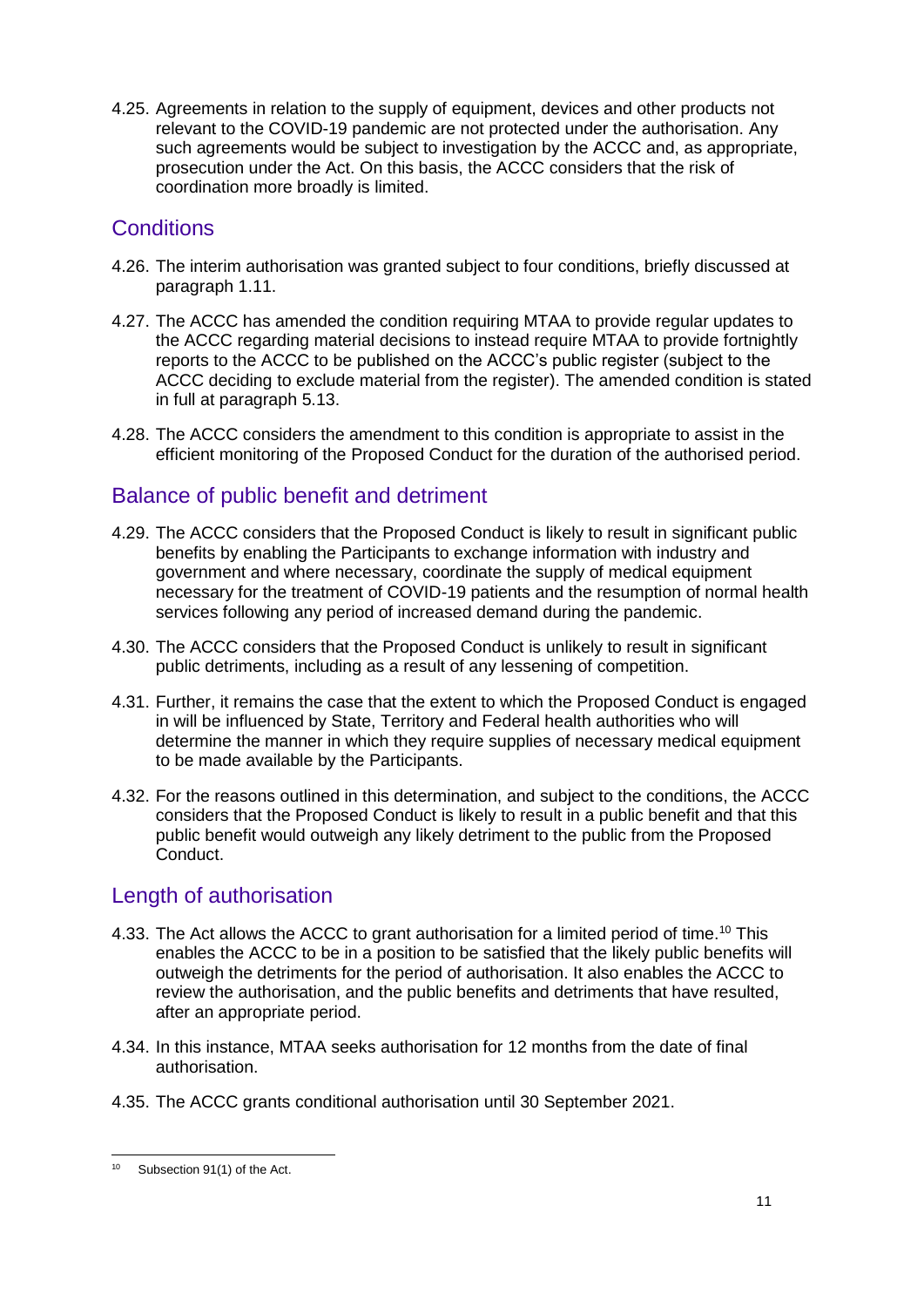4.25. Agreements in relation to the supply of equipment, devices and other products not relevant to the COVID-19 pandemic are not protected under the authorisation. Any such agreements would be subject to investigation by the ACCC and, as appropriate, prosecution under the Act. On this basis, the ACCC considers that the risk of coordination more broadly is limited.

## Conditions

4.26. The interim authorisation was granted subject to four conditions, briefly discussed at paragraph 1.11.

4.27. The ACCC has amended the condition requiring MTAA to provide regular updates to the ACCC regarding material decisions to instead require MTAA to provide fortnightly reports to the ACCC to be published on the ACCC's public register (subject to the ACCC deciding to exclude material from the register). The amended condition is stated in full at paragraph 5.13.

4.28. The ACCC considers the amendment to this condition is appropriate to assist in the efficient monitoring of the Proposed Conduct for the duration of the authorised period.

## Balance of public benefit and detriment

4.29. The ACCC considers that the Proposed Conduct is likely to result in significant public benefits by enabling the Participants to exchange information with industry and government and where necessary, coordinate the supply of medical equipment necessary for the treatment of COVID-19 patients and the resumption of normal health services following any period of increased demand during the pandemic.

4.30. The ACCC considers that the Proposed Conduct is unlikely to result in significant public detriments, including as a result of any lessening of competition.

4.31. Further, it remains the case that the extent to which the Proposed Conduct is engaged in will be influenced by State, Territory and Federal health authorities who will determine the manner in which they require supplies of necessary medical equipment to be made available by the Participants.

4.32. For the reasons outlined in this determination, and subject to the conditions, the ACCC considers that the Proposed Conduct is likely to result in a public benefit and that this public benefit would outweigh any likely detriment to the public from the Proposed Conduct.

## Length of authorisation

4.33. The Act allows the ACCC to grant authorisation for a limited period of time.[10] This enables the ACCC to be in a position to be satisfied that the likely public benefits will outweigh the detriments for the period of authorisation. It also enables the ACCC to review the authorisation, and the public benefits and detriments that have resulted, after an appropriate period.

4.34. In this instance, MTAA seeks authorisation for 12 months from the date of final authorisation.

4.35. The ACCC grants conditional authorisation until 30 September 2021.

---

[10] Subsection 91(1) of the Act.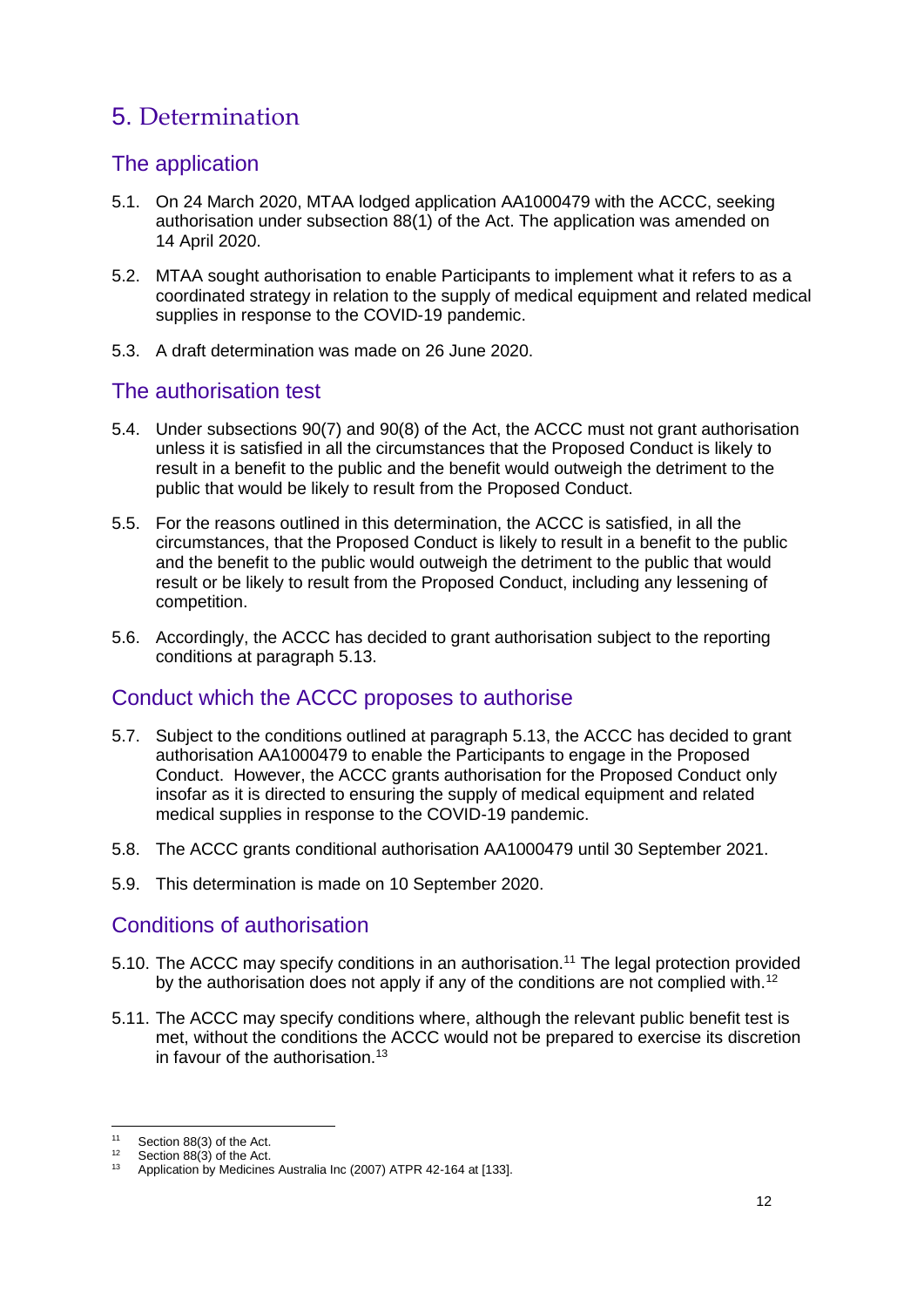# 5. Determination

## The application

5.1. On 24 March 2020, MTAA lodged application AA1000479 with the ACCC, seeking authorisation under subsection 88(1) of the Act. The application was amended on 14 April 2020.

5.2. MTAA sought authorisation to enable Participants to implement what it refers to as a coordinated strategy in relation to the supply of medical equipment and related medical supplies in response to the COVID-19 pandemic.

5.3. A draft determination was made on 26 June 2020.

## The authorisation test

5.4. Under subsections 90(7) and 90(8) of the Act, the ACCC must not grant authorisation unless it is satisfied in all the circumstances that the Proposed Conduct is likely to result in a benefit to the public and the benefit would outweigh the detriment to the public that would be likely to result from the Proposed Conduct.

5.5. For the reasons outlined in this determination, the ACCC is satisfied, in all the circumstances, that the Proposed Conduct is likely to result in a benefit to the public and the benefit to the public would outweigh the detriment to the public that would result or be likely to result from the Proposed Conduct, including any lessening of competition.

5.6. Accordingly, the ACCC has decided to grant authorisation subject to the reporting conditions at paragraph 5.13.

## Conduct which the ACCC proposes to authorise

5.7. Subject to the conditions outlined at paragraph 5.13, the ACCC has decided to grant authorisation AA1000479 to enable the Participants to engage in the Proposed Conduct. However, the ACCC grants authorisation for the Proposed Conduct only insofar as it is directed to ensuring the supply of medical equipment and related medical supplies in response to the COVID-19 pandemic.

5.8. The ACCC grants conditional authorisation AA1000479 until 30 September 2021.

5.9. This determination is made on 10 September 2020.

## Conditions of authorisation

5.10. The ACCC may specify conditions in an authorisation.[11] The legal protection provided by the authorisation does not apply if any of the conditions are not complied with.[12]

5.11. The ACCC may specify conditions where, although the relevant public benefit test is met, without the conditions the ACCC would not be prepared to exercise its discretion in favour of the authorisation.[13]

---

[11] Section 88(3) of the Act.

[12] Section 88(3) of the Act.

[13] Application by Medicines Australia Inc (2007) ATPR 42-164 at [133].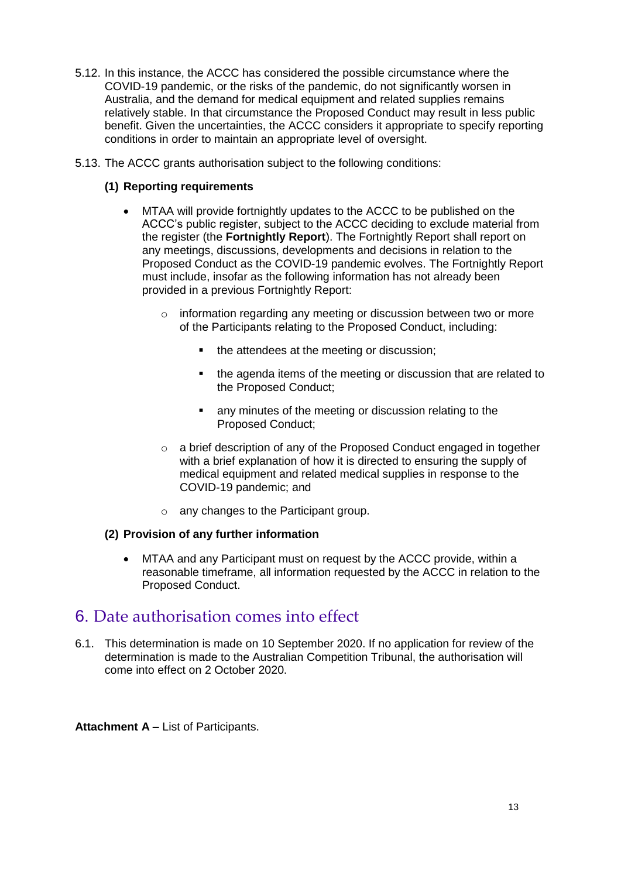5.12. In this instance, the ACCC has considered the possible circumstance where the COVID-19 pandemic, or the risks of the pandemic, do not significantly worsen in Australia, and the demand for medical equipment and related supplies remains relatively stable. In that circumstance the Proposed Conduct may result in less public benefit. Given the uncertainties, the ACCC considers it appropriate to specify reporting conditions in order to maintain an appropriate level of oversight.

5.13. The ACCC grants authorisation subject to the following conditions:

**(1) Reporting requirements**

- MTAA will provide fortnightly updates to the ACCC to be published on the ACCC's public register, subject to the ACCC deciding to exclude material from the register (the **Fortnightly Report**). The Fortnightly Report shall report on any meetings, discussions, developments and decisions in relation to the Proposed Conduct as the COVID-19 pandemic evolves. The Fortnightly Report must include, insofar as the following information has not already been provided in a previous Fortnightly Report:
  - information regarding any meeting or discussion between two or more of the Participants relating to the Proposed Conduct, including:
    - the attendees at the meeting or discussion;
    - the agenda items of the meeting or discussion that are related to the Proposed Conduct;
    - any minutes of the meeting or discussion relating to the Proposed Conduct;
  - a brief description of any of the Proposed Conduct engaged in together with a brief explanation of how it is directed to ensuring the supply of medical equipment and related medical supplies in response to the COVID-19 pandemic; and
  - any changes to the Participant group.

**(2) Provision of any further information**

- MTAA and any Participant must on request by the ACCC provide, within a reasonable timeframe, all information requested by the ACCC in relation to the Proposed Conduct.

## 6. Date authorisation comes into effect

6.1. This determination is made on 10 September 2020. If no application for review of the determination is made to the Australian Competition Tribunal, the authorisation will come into effect on 2 October 2020.

**Attachment A –** List of Participants.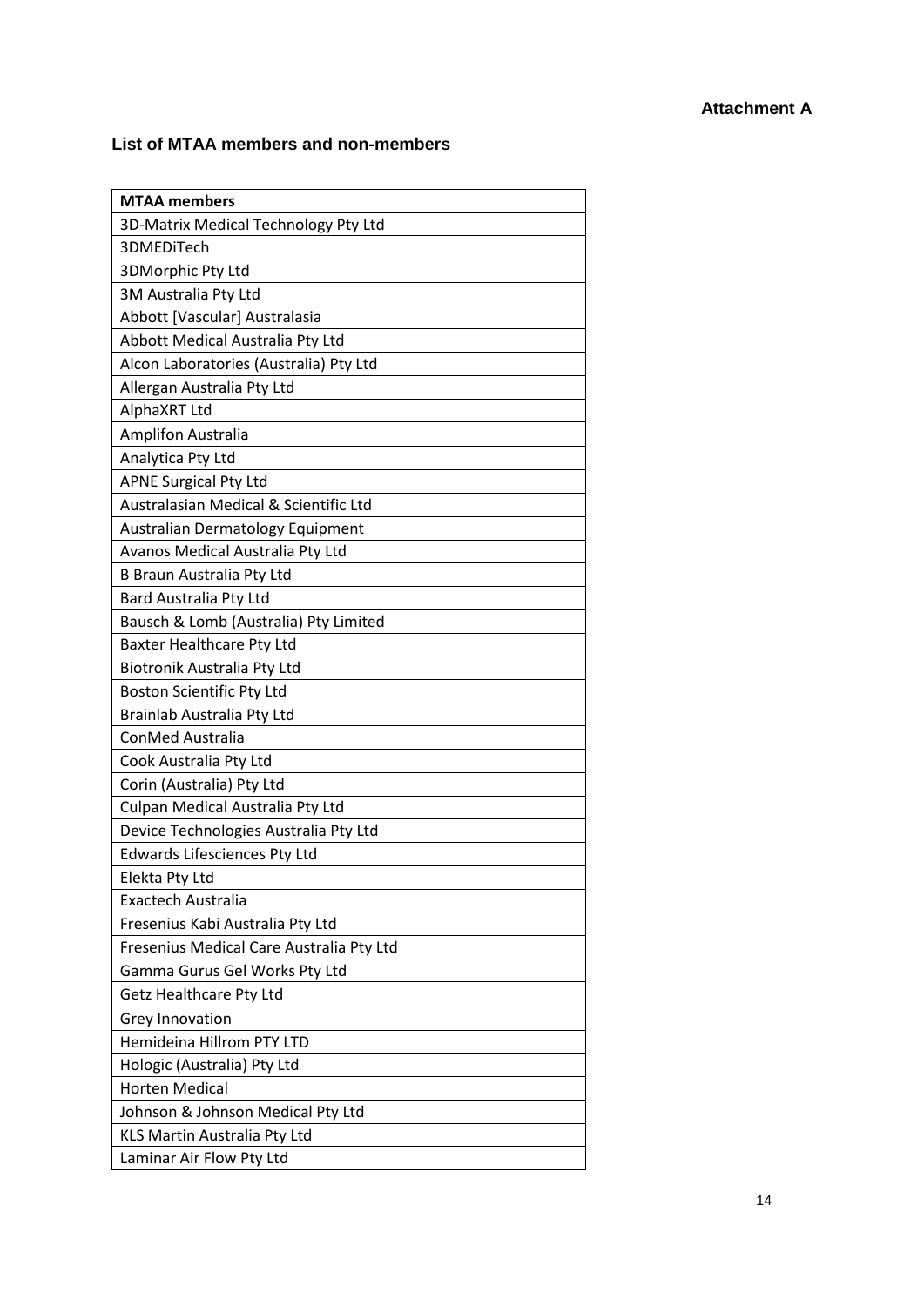**Attachment A**

### List of MTAA members and non-members

| MTAA members |
| --- |
| 3D-Matrix Medical Technology Pty Ltd |
| 3DMEDiTech |
| 3DMorphic Pty Ltd |
| 3M Australia Pty Ltd |
| Abbott [Vascular] Australasia |
| Abbott Medical Australia Pty Ltd |
| Alcon Laboratories (Australia) Pty Ltd |
| Allergan Australia Pty Ltd |
| AlphaXRT Ltd |
| Amplifon Australia |
| Analytica Pty Ltd |
| APNE Surgical Pty Ltd |
| Australasian Medical & Scientific Ltd |
| Australian Dermatology Equipment |
| Avanos Medical Australia Pty Ltd |
| B Braun Australia Pty Ltd |
| Bard Australia Pty Ltd |
| Bausch & Lomb (Australia) Pty Limited |
| Baxter Healthcare Pty Ltd |
| Biotronik Australia Pty Ltd |
| Boston Scientific Pty Ltd |
| Brainlab Australia Pty Ltd |
| ConMed Australia |
| Cook Australia Pty Ltd |
| Corin (Australia) Pty Ltd |
| Culpan Medical Australia Pty Ltd |
| Device Technologies Australia Pty Ltd |
| Edwards Lifesciences Pty Ltd |
| Elekta Pty Ltd |
| Exactech Australia |
| Fresenius Kabi Australia Pty Ltd |
| Fresenius Medical Care Australia Pty Ltd |
| Gamma Gurus Gel Works Pty Ltd |
| Getz Healthcare Pty Ltd |
| Grey Innovation |
| Hemideina Hillrom PTY LTD |
| Hologic (Australia) Pty Ltd |
| Horten Medical |
| Johnson & Johnson Medical Pty Ltd |
| KLS Martin Australia Pty Ltd |
| Laminar Air Flow Pty Ltd |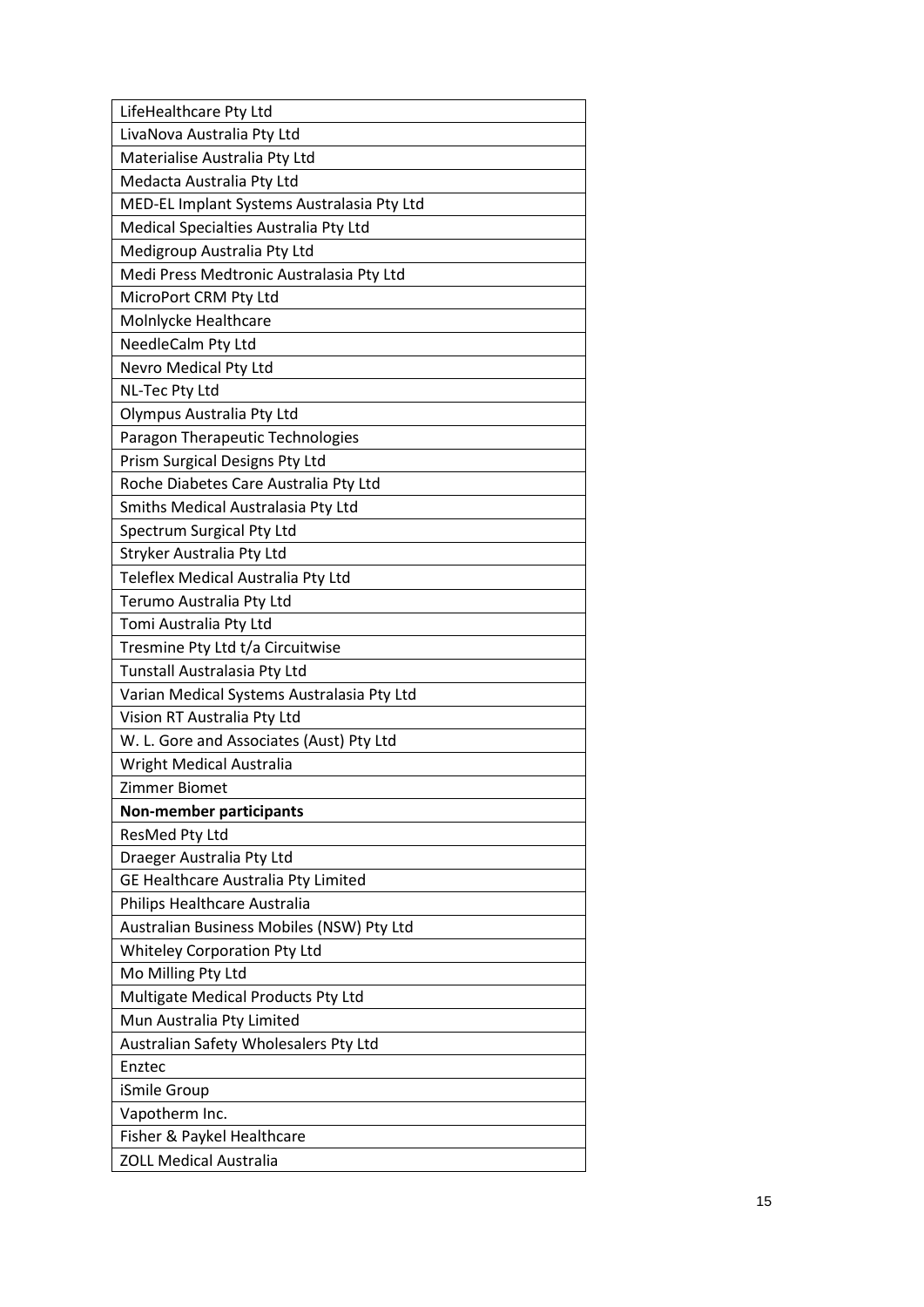| LifeHealthcare Pty Ltd |
| --- |
| LivaNova Australia Pty Ltd |
| Materialise Australia Pty Ltd |
| Medacta Australia Pty Ltd |
| MED-EL Implant Systems Australasia Pty Ltd |
| Medical Specialties Australia Pty Ltd |
| Medigroup Australia Pty Ltd |
| Medi Press Medtronic Australasia Pty Ltd |
| MicroPort CRM Pty Ltd |
| Molnlycke Healthcare |
| NeedleCalm Pty Ltd |
| Nevro Medical Pty Ltd |
| NL-Tec Pty Ltd |
| Olympus Australia Pty Ltd |
| Paragon Therapeutic Technologies |
| Prism Surgical Designs Pty Ltd |
| Roche Diabetes Care Australia Pty Ltd |
| Smiths Medical Australasia Pty Ltd |
| Spectrum Surgical Pty Ltd |
| Stryker Australia Pty Ltd |
| Teleflex Medical Australia Pty Ltd |
| Terumo Australia Pty Ltd |
| Tomi Australia Pty Ltd |
| Tresmine Pty Ltd t/a Circuitwise |
| Tunstall Australasia Pty Ltd |
| Varian Medical Systems Australasia Pty Ltd |
| Vision RT Australia Pty Ltd |
| W. L. Gore and Associates (Aust) Pty Ltd |
| Wright Medical Australia |
| Zimmer Biomet |
| **Non-member participants** |
| ResMed Pty Ltd |
| Draeger Australia Pty Ltd |
| GE Healthcare Australia Pty Limited |
| Philips Healthcare Australia |
| Australian Business Mobiles (NSW) Pty Ltd |
| Whiteley Corporation Pty Ltd |
| Mo Milling Pty Ltd |
| Multigate Medical Products Pty Ltd |
| Mun Australia Pty Limited |
| Australian Safety Wholesalers Pty Ltd |
| Enztec |
| iSmile Group |
| Vapotherm Inc. |
| Fisher & Paykel Healthcare |
| ZOLL Medical Australia |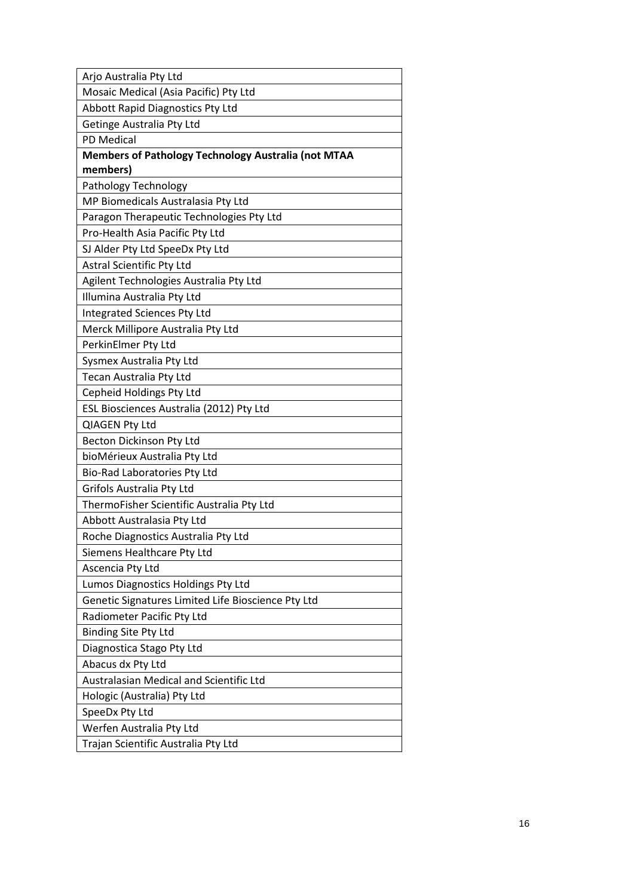| |
|---|
| Arjo Australia Pty Ltd |
| Mosaic Medical (Asia Pacific) Pty Ltd |
| Abbott Rapid Diagnostics Pty Ltd |
| Getinge Australia Pty Ltd |
| PD Medical |
| **Members of Pathology Technology Australia (not MTAA members)** |
| Pathology Technology |
| MP Biomedicals Australasia Pty Ltd |
| Paragon Therapeutic Technologies Pty Ltd |
| Pro-Health Asia Pacific Pty Ltd |
| SJ Alder Pty Ltd SpeeDx Pty Ltd |
| Astral Scientific Pty Ltd |
| Agilent Technologies Australia Pty Ltd |
| Illumina Australia Pty Ltd |
| Integrated Sciences Pty Ltd |
| Merck Millipore Australia Pty Ltd |
| PerkinElmer Pty Ltd |
| Sysmex Australia Pty Ltd |
| Tecan Australia Pty Ltd |
| Cepheid Holdings Pty Ltd |
| ESL Biosciences Australia (2012) Pty Ltd |
| QIAGEN Pty Ltd |
| Becton Dickinson Pty Ltd |
| bioMérieux Australia Pty Ltd |
| Bio-Rad Laboratories Pty Ltd |
| Grifols Australia Pty Ltd |
| ThermoFisher Scientific Australia Pty Ltd |
| Abbott Australasia Pty Ltd |
| Roche Diagnostics Australia Pty Ltd |
| Siemens Healthcare Pty Ltd |
| Ascencia Pty Ltd |
| Lumos Diagnostics Holdings Pty Ltd |
| Genetic Signatures Limited Life Bioscience Pty Ltd |
| Radiometer Pacific Pty Ltd |
| Binding Site Pty Ltd |
| Diagnostica Stago Pty Ltd |
| Abacus dx Pty Ltd |
| Australasian Medical and Scientific Ltd |
| Hologic (Australia) Pty Ltd |
| SpeeDx Pty Ltd |
| Werfen Australia Pty Ltd |
| Trajan Scientific Australia Pty Ltd |